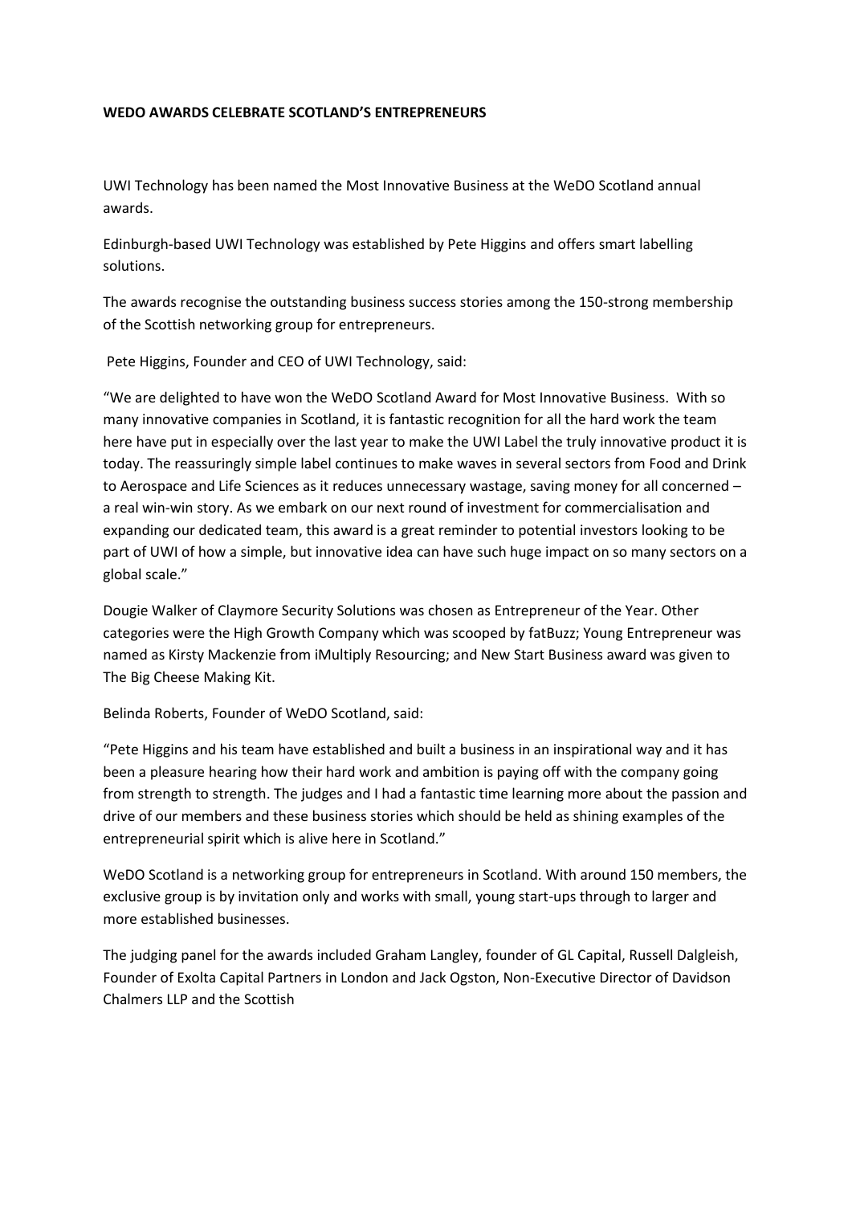**WEDO AWARDS CELEBRATE SCOTLAND'S ENTREPRENEURS**

UWI Technology has been named the Most Innovative Business at the WeDO Scotland annual awards.

Edinburgh-based UWI Technology was established by Pete Higgins and offers smart labelling solutions.

The awards recognise the outstanding business success stories among the 150-strong membership of the Scottish networking group for entrepreneurs.

Pete Higgins, Founder and CEO of UWI Technology, said:

"We are delighted to have won the WeDO Scotland Award for Most Innovative Business. With so many innovative companies in Scotland, it is fantastic recognition for all the hard work the team here have put in especially over the last year to make the UWI Label the truly innovative product it is today. The reassuringly simple label continues to make waves in several sectors from Food and Drink to Aerospace and Life Sciences as it reduces unnecessary wastage, saving money for all concerned – a real win-win story. As we embark on our next round of investment for commercialisation and expanding our dedicated team, this award is a great reminder to potential investors looking to be part of UWI of how a simple, but innovative idea can have such huge impact on so many sectors on a global scale."

Dougie Walker of Claymore Security Solutions was chosen as Entrepreneur of the Year. Other categories were the High Growth Company which was scooped by fatBuzz; Young Entrepreneur was named as Kirsty Mackenzie from iMultiply Resourcing; and New Start Business award was given to The Big Cheese Making Kit.

Belinda Roberts, Founder of WeDO Scotland, said:

"Pete Higgins and his team have established and built a business in an inspirational way and it has been a pleasure hearing how their hard work and ambition is paying off with the company going from strength to strength. The judges and I had a fantastic time learning more about the passion and drive of our members and these business stories which should be held as shining examples of the entrepreneurial spirit which is alive here in Scotland."

WeDO Scotland is a networking group for entrepreneurs in Scotland. With around 150 members, the exclusive group is by invitation only and works with small, young start-ups through to larger and more established businesses.

The judging panel for the awards included Graham Langley, founder of GL Capital, Russell Dalgleish, Founder of Exolta Capital Partners in London and Jack Ogston, Non-Executive Director of Davidson Chalmers LLP and the Scottish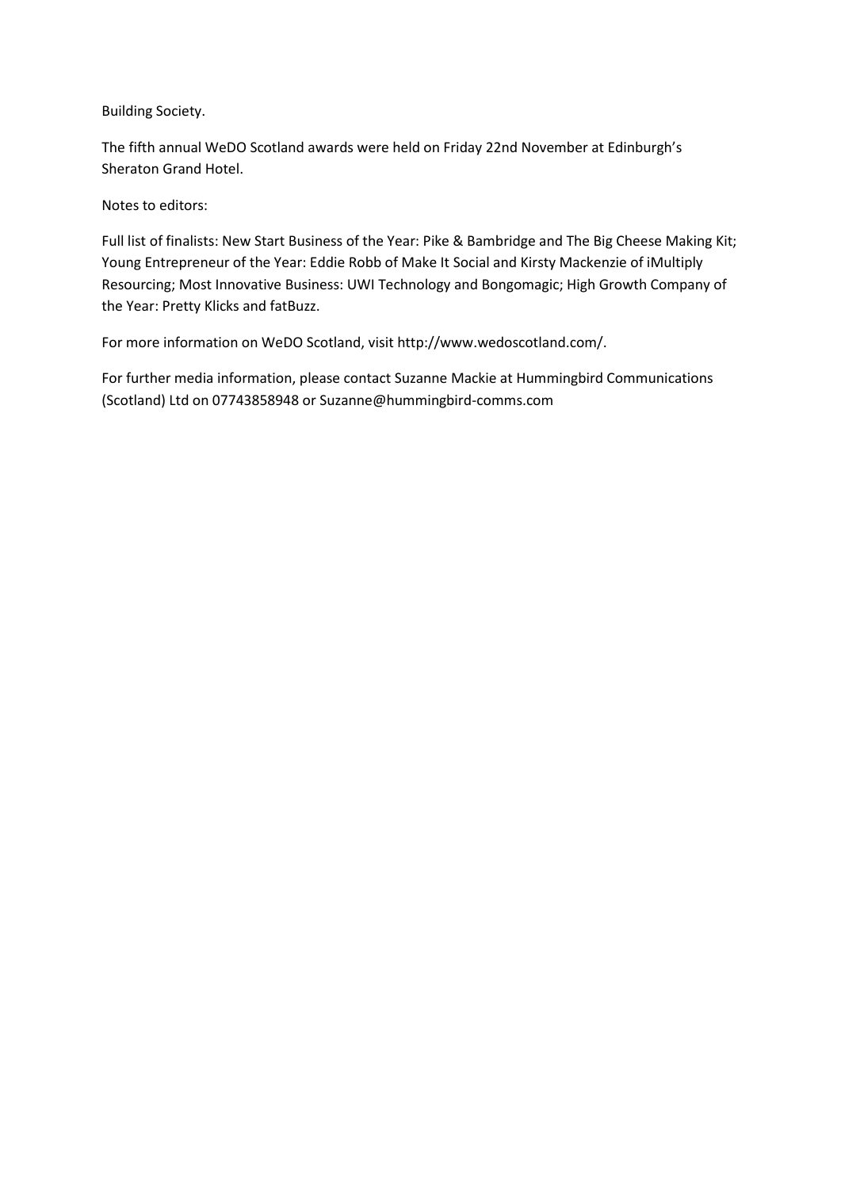Building Society.

The fifth annual WeDO Scotland awards were held on Friday 22nd November at Edinburgh's Sheraton Grand Hotel.

Notes to editors:

Full list of finalists: New Start Business of the Year: Pike & Bambridge and The Big Cheese Making Kit; Young Entrepreneur of the Year: Eddie Robb of Make It Social and Kirsty Mackenzie of iMultiply Resourcing; Most Innovative Business: UWI Technology and Bongomagic; High Growth Company of the Year: Pretty Klicks and fatBuzz.

For more information on WeDO Scotland, visit http://www.wedoscotland.com/.

For further media information, please contact Suzanne Mackie at Hummingbird Communications (Scotland) Ltd on 07743858948 or Suzanne@hummingbird-comms.com